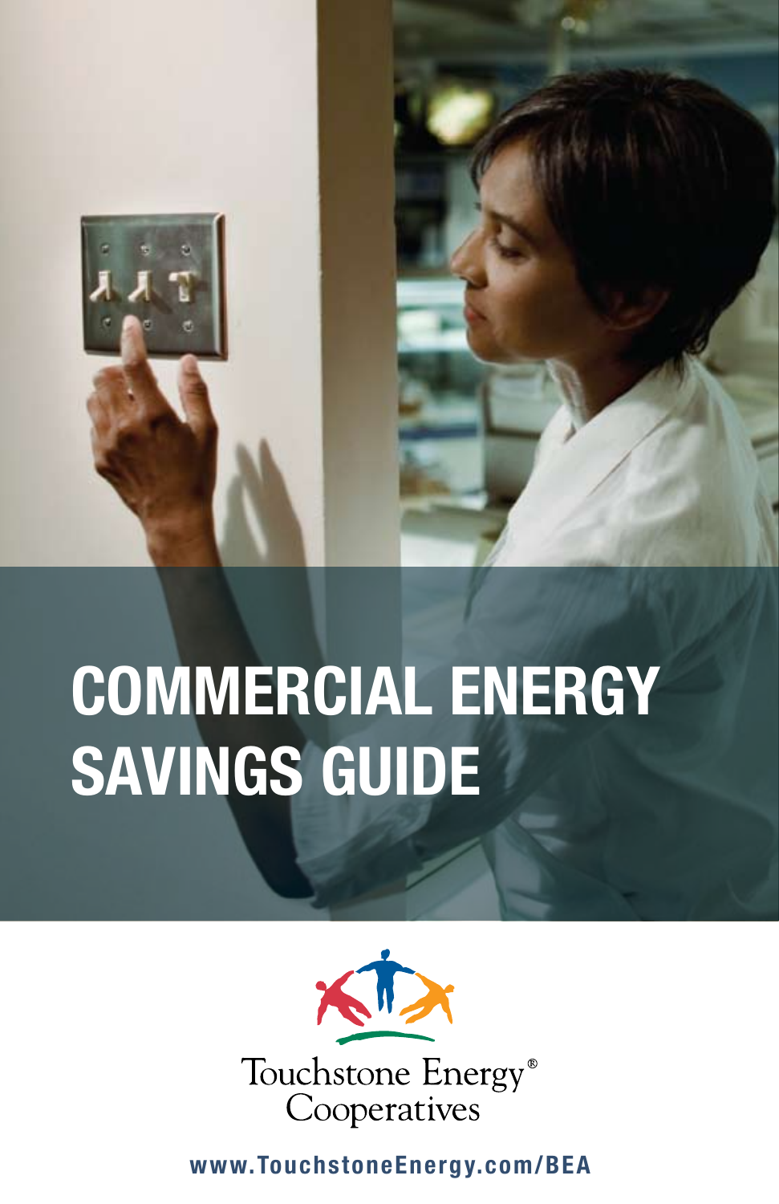# COMMERCIAL ENERGY SAVINGS GUIDE

Touchstone Energy® Cooperatives

www.TouchstoneEnergy.com/BEA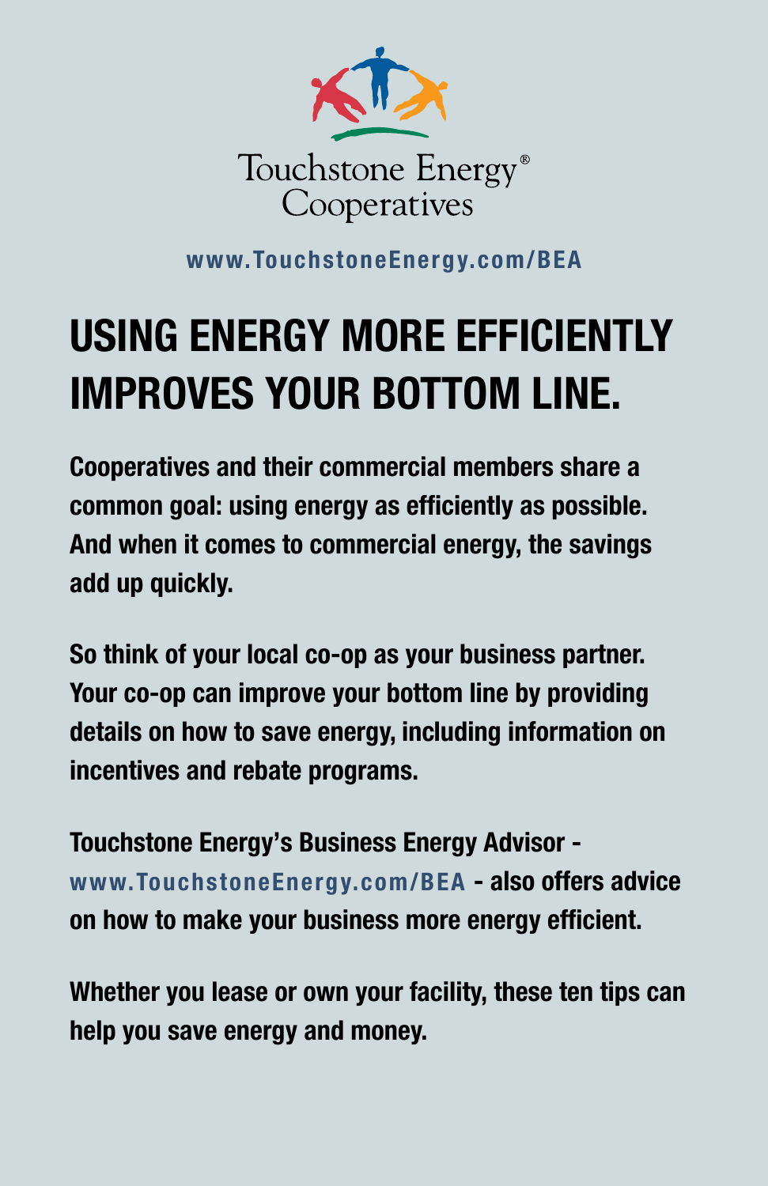Touchstone Energy® Cooperatives

www.TouchstoneEnergy.com/BEA

# USING ENERGY MORE EFFICIENTLY IMPROVES YOUR BOTTOM LINE.

**Cooperatives and their commercial members share a common goal: using energy as efficiently as possible. And when it comes to commercial energy, the savings add up quickly.**

**So think of your local co-op as your business partner. Your co-op can improve your bottom line by providing details on how to save energy, including information on incentives and rebate programs.**

**Touchstone Energy's Business Energy Advisor - www.TouchstoneEnergy.com/BEA - also offers advice on how to make your business more energy efficient.**

**Whether you lease or own your facility, these ten tips can help you save energy and money.**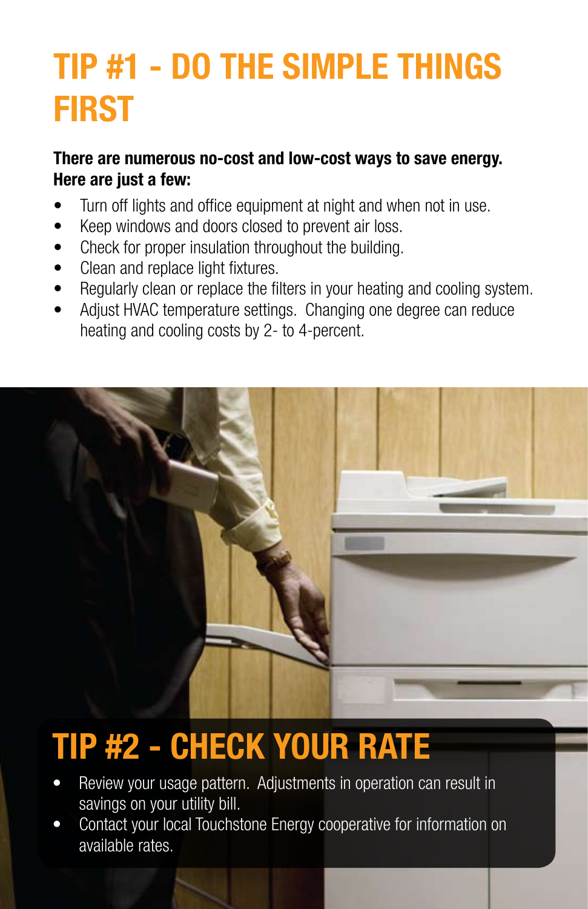# TIP #1 - DO THE SIMPLE THINGS FIRST

**There are numerous no-cost and low-cost ways to save energy. Here are just a few:**

- Turn off lights and office equipment at night and when not in use.
- Keep windows and doors closed to prevent air loss.
- Check for proper insulation throughout the building.
- Clean and replace light fixtures.
- Regularly clean or replace the filters in your heating and cooling system.
- Adjust HVAC temperature settings. Changing one degree can reduce heating and cooling costs by 2- to 4-percent.

# TIP #2 - CHECK YOUR RATE

- Review your usage pattern. Adjustments in operation can result in savings on your utility bill.
- Contact your local Touchstone Energy cooperative for information on available rates.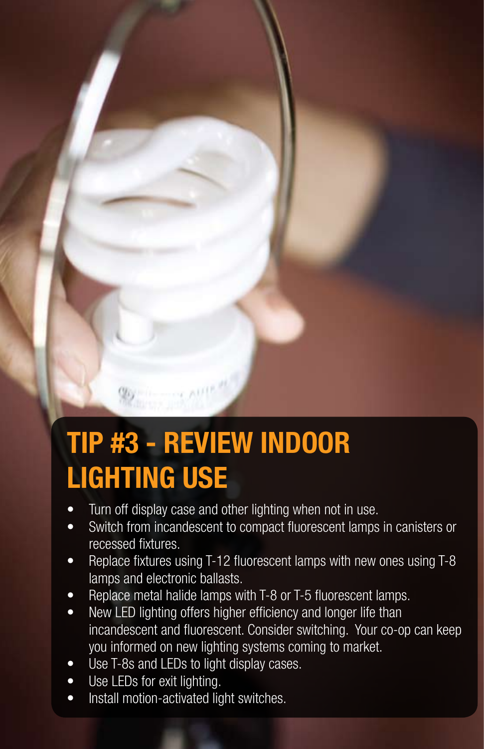# TIP #3 - REVIEW INDOOR LIGHTING USE

- Turn off display case and other lighting when not in use.
- Switch from incandescent to compact fluorescent lamps in canisters or recessed fixtures.
- Replace fixtures using T-12 fluorescent lamps with new ones using T-8 lamps and electronic ballasts.
- Replace metal halide lamps with T-8 or T-5 fluorescent lamps.
- New LED lighting offers higher efficiency and longer life than incandescent and fluorescent. Consider switching. Your co-op can keep you informed on new lighting systems coming to market.
- Use T-8s and LEDs to light display cases.
- Use LEDs for exit lighting.
- Install motion-activated light switches.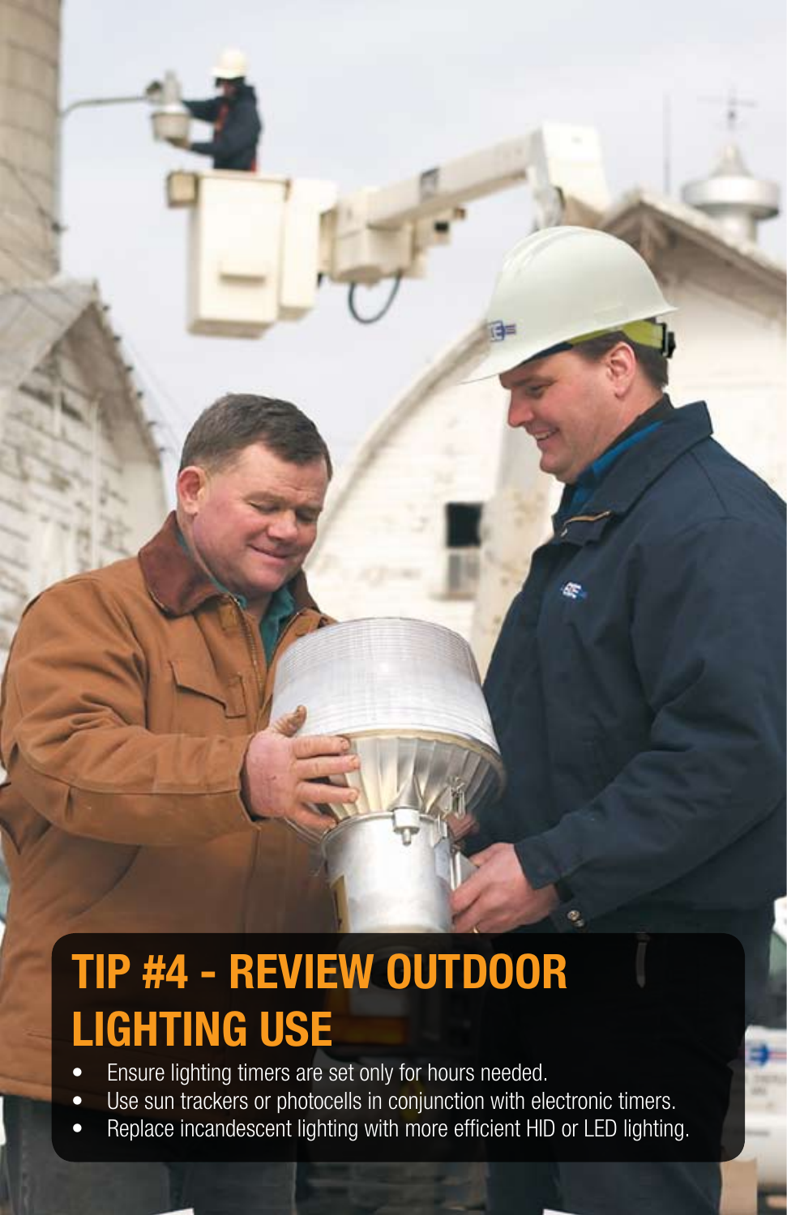## TIP #4 - REVIEW OUTDOOR LIGHTING USE

- Ensure lighting timers are set only for hours needed.
- Use sun trackers or photocells in conjunction with electronic timers.
- Replace incandescent lighting with more efficient HID or LED lighting.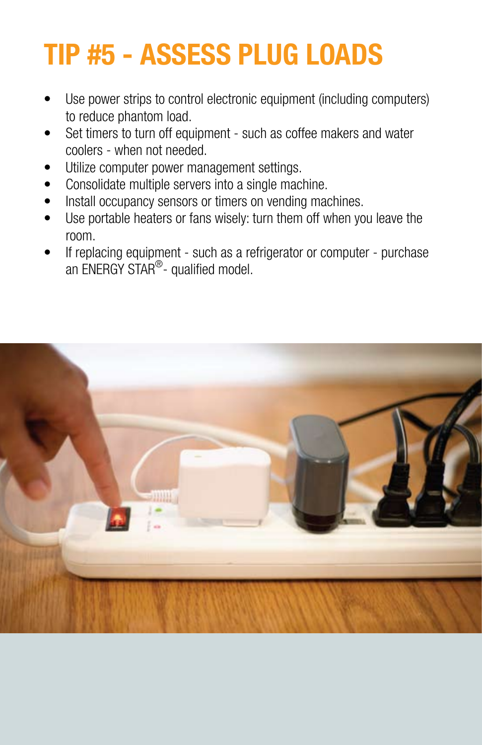# TIP #5 - ASSESS PLUG LOADS

- Use power strips to control electronic equipment (including computers) to reduce phantom load.
- Set timers to turn off equipment - such as coffee makers and water coolers - when not needed.
- Utilize computer power management settings.
- Consolidate multiple servers into a single machine.
- Install occupancy sensors or timers on vending machines.
- Use portable heaters or fans wisely: turn them off when you leave the room.
- If replacing equipment - such as a refrigerator or computer - purchase an ENERGY STAR®- qualified model.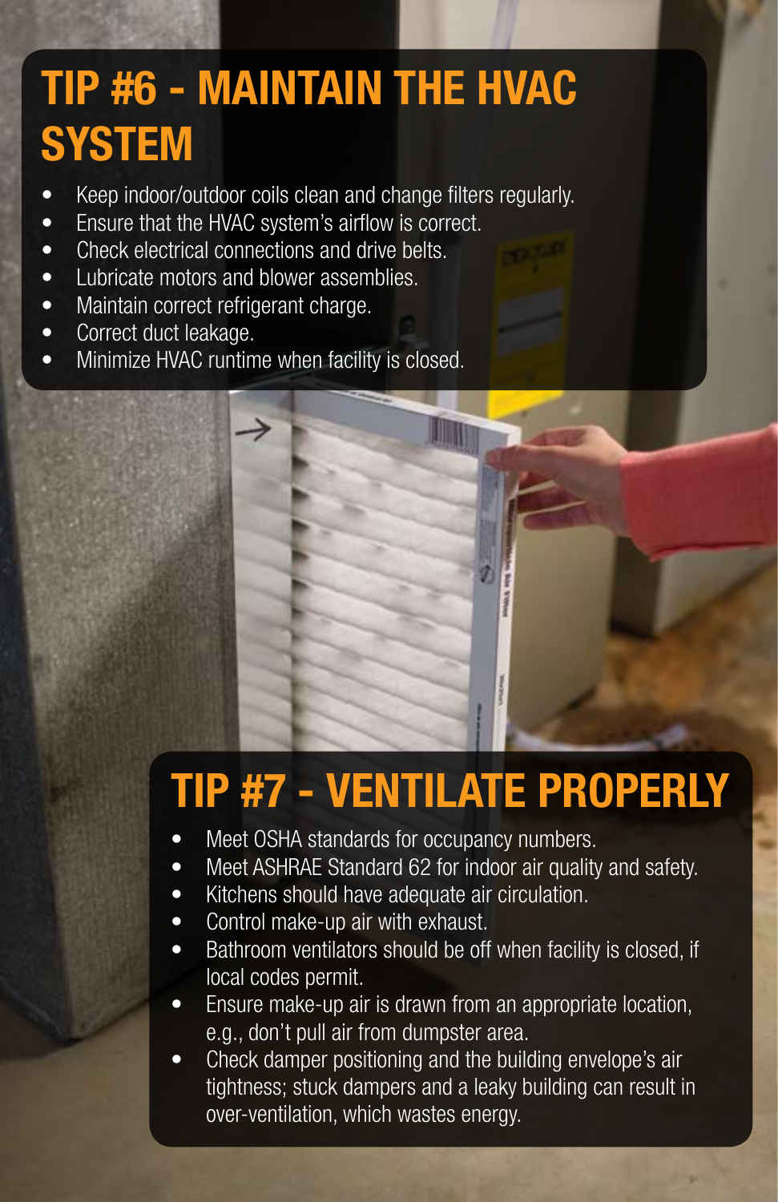# TIP #6 - MAINTAIN THE HVAC SYSTEM

- Keep indoor/outdoor coils clean and change filters regularly.
- Ensure that the HVAC system's airflow is correct.
- Check electrical connections and drive belts.
- Lubricate motors and blower assemblies.
- Maintain correct refrigerant charge.
- Correct duct leakage.
- Minimize HVAC runtime when facility is closed.

# TIP #7 - VENTILATE PROPERLY

- Meet OSHA standards for occupancy numbers.
- Meet ASHRAE Standard 62 for indoor air quality and safety.
- Kitchens should have adequate air circulation.
- Control make-up air with exhaust.
- Bathroom ventilators should be off when facility is closed, if local codes permit.
- Ensure make-up air is drawn from an appropriate location, e.g., don't pull air from dumpster area.
- Check damper positioning and the building envelope's air tightness; stuck dampers and a leaky building can result in over-ventilation, which wastes energy.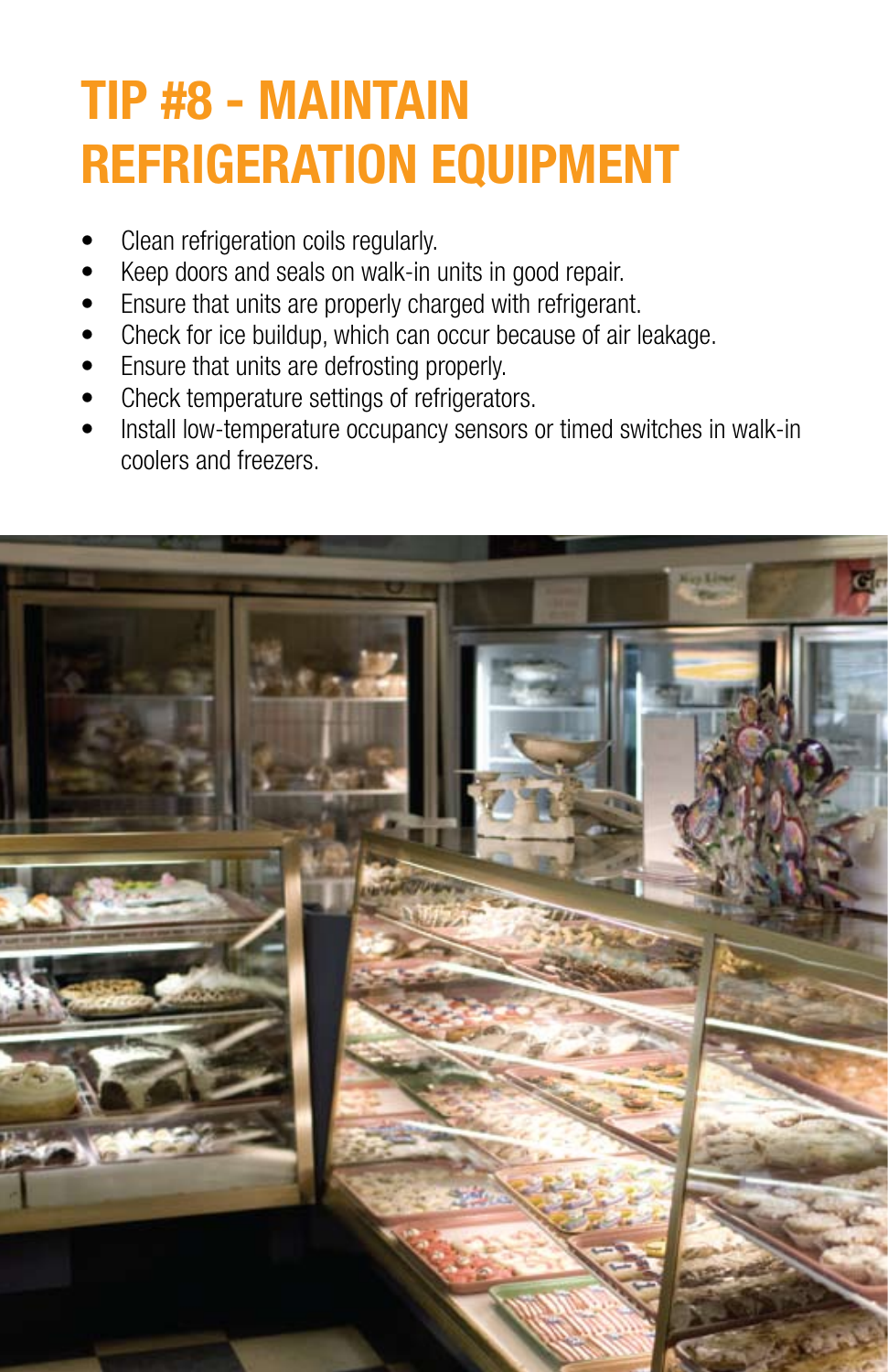# TIP #8 - MAINTAIN REFRIGERATION EQUIPMENT

- Clean refrigeration coils regularly.
- Keep doors and seals on walk-in units in good repair.
- Ensure that units are properly charged with refrigerant.
- Check for ice buildup, which can occur because of air leakage.
- Ensure that units are defrosting properly.
- Check temperature settings of refrigerators.
- Install low-temperature occupancy sensors or timed switches in walk-in coolers and freezers.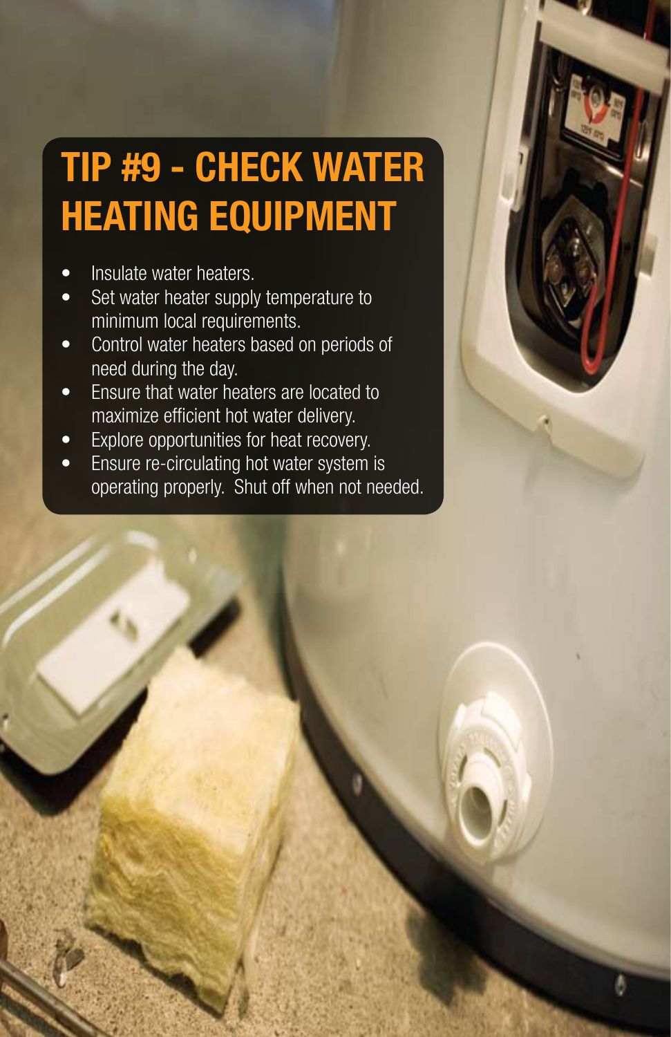# TIP #9 - CHECK WATER HEATING EQUIPMENT

- Insulate water heaters.
- Set water heater supply temperature to minimum local requirements.
- Control water heaters based on periods of need during the day.
- Ensure that water heaters are located to maximize efficient hot water delivery.
- Explore opportunities for heat recovery.
- Ensure re-circulating hot water system is operating properly. Shut off when not needed.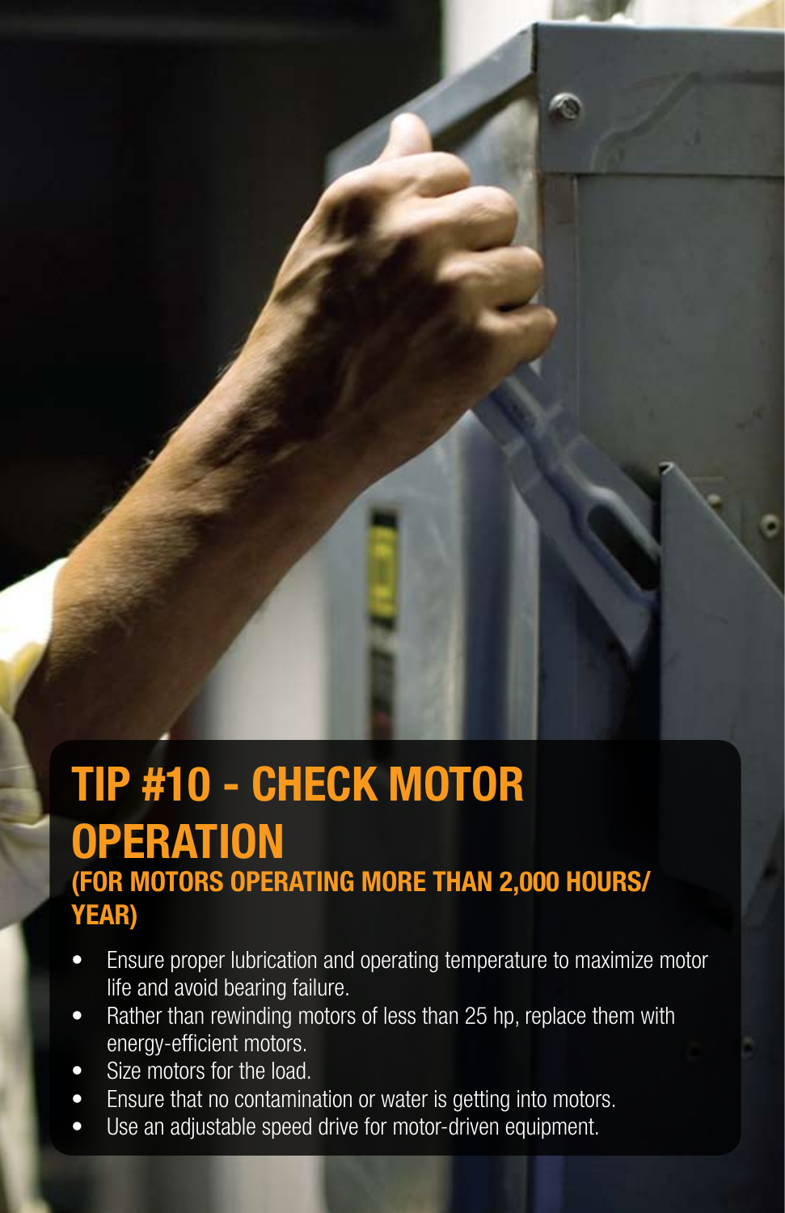# TIP #10 - CHECK MOTOR OPERATION

## (FOR MOTORS OPERATING MORE THAN 2,000 HOURS/YEAR)

- Ensure proper lubrication and operating temperature to maximize motor life and avoid bearing failure.
- Rather than rewinding motors of less than 25 hp, replace them with energy-efficient motors.
- Size motors for the load.
- Ensure that no contamination or water is getting into motors.
- Use an adjustable speed drive for motor-driven equipment.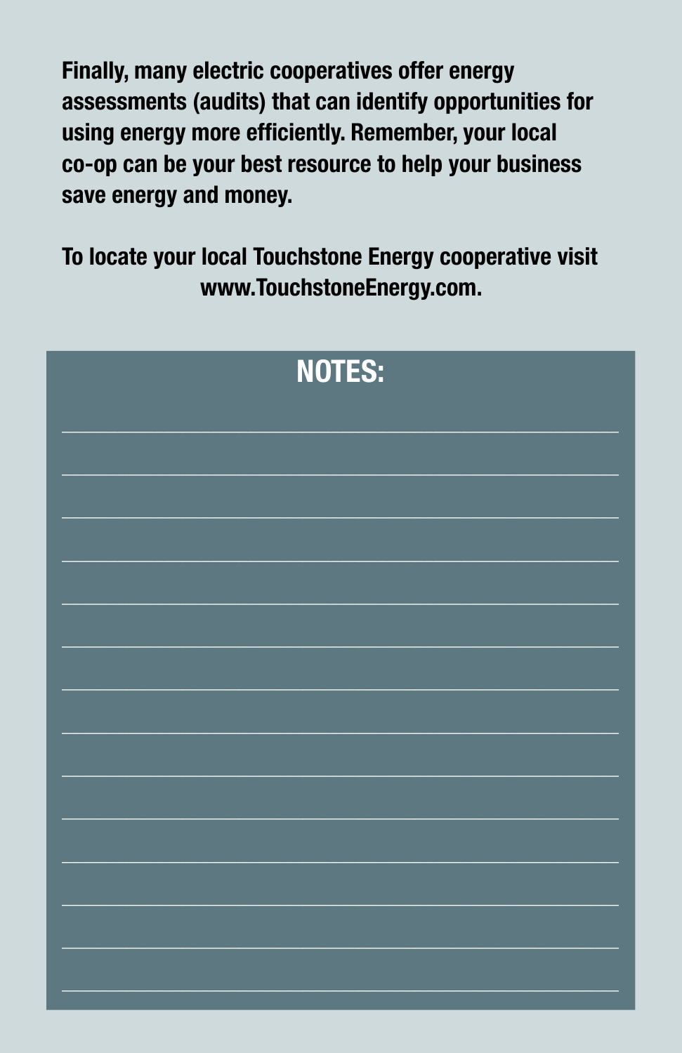**Finally, many electric cooperatives offer energy assessments (audits) that can identify opportunities for using energy more efficiently. Remember, your local co-op can be your best resource to help your business save energy and money.**

**To locate your local Touchstone Energy cooperative visit www.TouchstoneEnergy.com.**

## NOTES: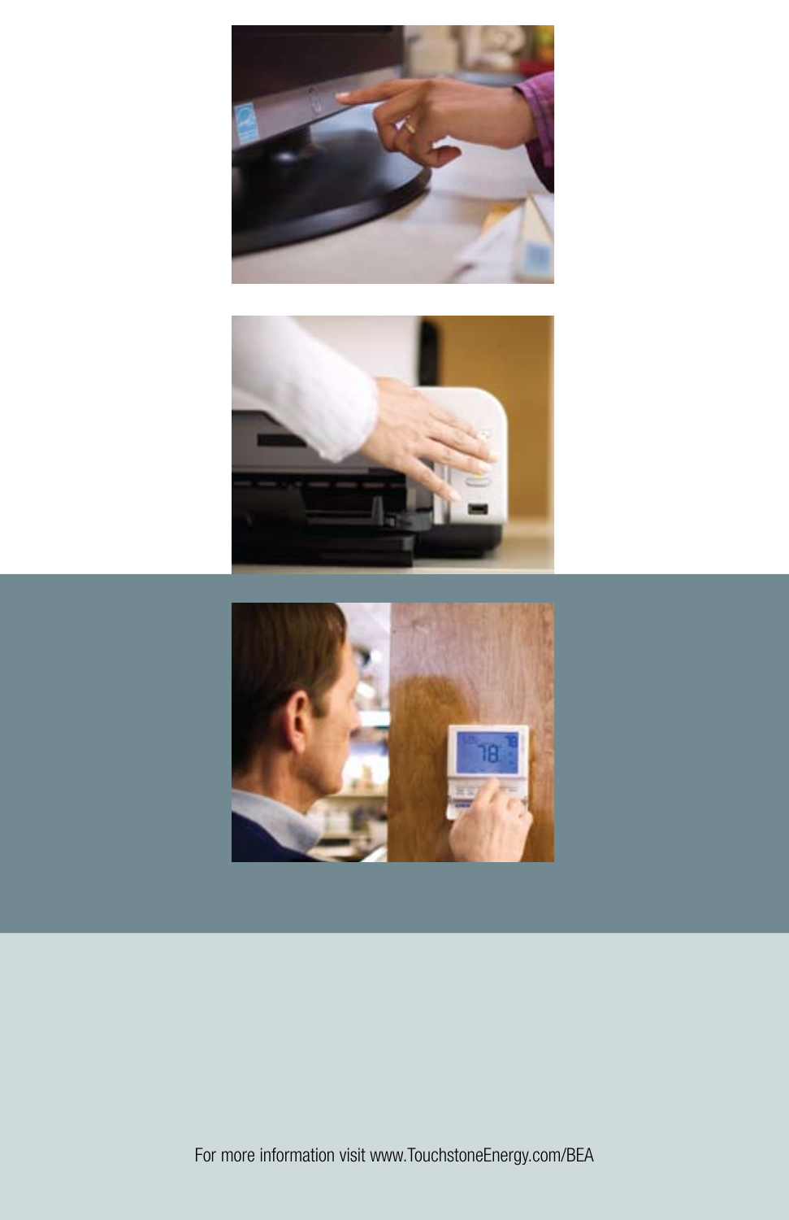For more information visit www.TouchstoneEnergy.com/BEA